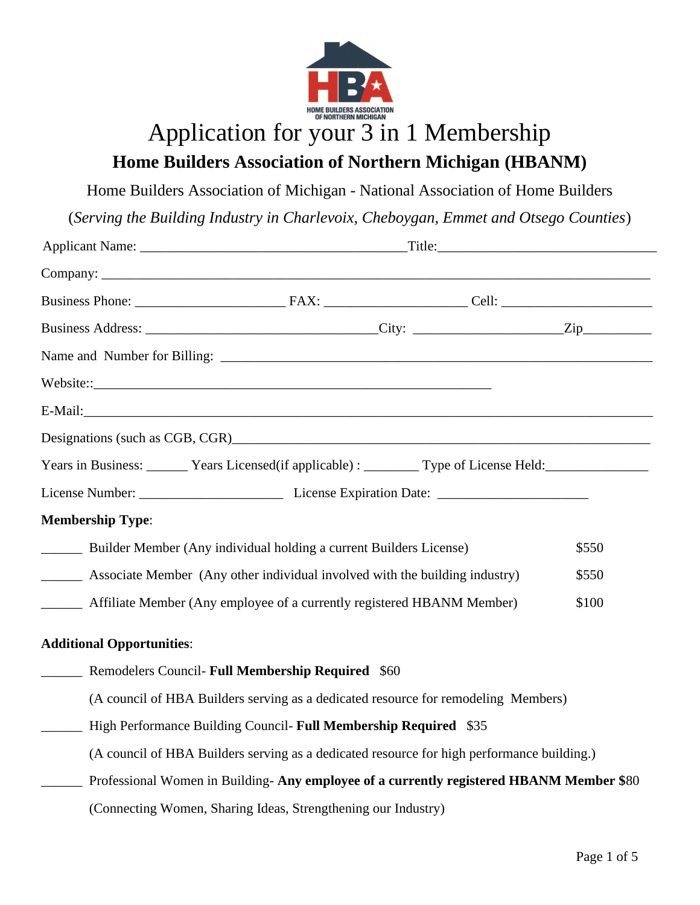# Application for your 3 in 1 Membership

## Home Builders Association of Northern Michigan (HBANM)

Home Builders Association of Michigan - National Association of Home Builders

(*Serving the Building Industry in Charlevoix, Cheboygan, Emmet and Otsego Counties*)

Applicant Name: ______________________________________Title:______________________________

Company: ______________________________________________________________________________

Business Phone: _____________________ FAX: ____________________ Cell: _____________________

Business Address: _______________________________City: ____________________Zip__________

Name and Number for Billing: _____________________________________________________________

Website::_______________________________________________________

E-Mail:________________________________________________________________________________

Designations (such as CGB, CGR)___________________________________________________________

Years in Business: ______ Years Licensed(if applicable) : ________ Type of License Held:_______________

License Number: ____________________ License Expiration Date: _____________________

**Membership Type**:

______ Builder Member (Any individual holding a current Builders License) $550

______ Associate Member (Any other individual involved with the building industry) $550

______ Affiliate Member (Any employee of a currently registered HBANM Member) $100

**Additional Opportunities**:

______ Remodelers Council- **Full Membership Required** $60

(A council of HBA Builders serving as a dedicated resource for remodeling Members)

______ High Performance Building Council- **Full Membership Required** $35

(A council of HBA Builders serving as a dedicated resource for high performance building.)

______ Professional Women in Building- **Any employee of a currently registered HBANM Member $**80

(Connecting Women, Sharing Ideas, Strengthening our Industry)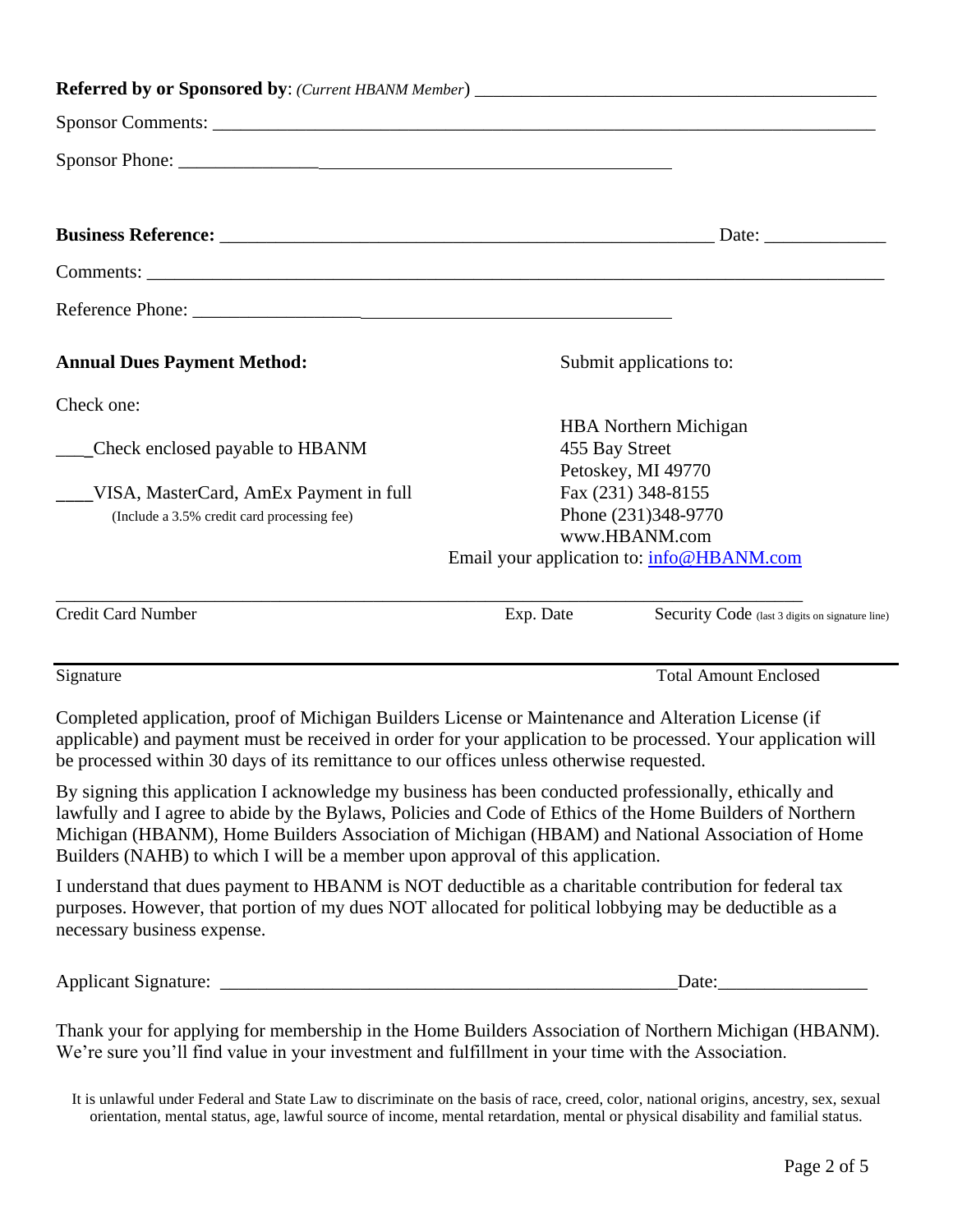**Referred by or Sponsored by**: *(Current HBANM Member)* ____________________________________________

Sponsor Comments: ____________________________________________________________________________

Sponsor Phone: ______________________________________________________

**Business Reference:** _______________________________________________________ Date: _____________

Comments: ______________________________________________________________________________

Reference Phone: ____________________________________________________

**Annual Dues Payment Method:**

Check one:

___Check enclosed payable to HBANM

____VISA, MasterCard, AmEx Payment in full
(Include a 3.5% credit card processing fee)

Submit applications to:

HBA Northern Michigan
455 Bay Street
Petoskey, MI 49770
Fax (231) 348-8155
Phone (231)348-9770
www.HBANM.com
Email your application to: info@HBANM.com

_____________________________________________________________________________

Credit Card Number    Exp. Date    Security Code (last 3 digits on signature line)

_____________________________________________________________________________

Signature    Total Amount Enclosed

Completed application, proof of Michigan Builders License or Maintenance and Alteration License (if applicable) and payment must be received in order for your application to be processed. Your application will be processed within 30 days of its remittance to our offices unless otherwise requested.

By signing this application I acknowledge my business has been conducted professionally, ethically and lawfully and I agree to abide by the Bylaws, Policies and Code of Ethics of the Home Builders of Northern Michigan (HBANM), Home Builders Association of Michigan (HBAM) and National Association of Home Builders (NAHB) to which I will be a member upon approval of this application.

I understand that dues payment to HBANM is NOT deductible as a charitable contribution for federal tax purposes. However, that portion of my dues NOT allocated for political lobbying may be deductible as a necessary business expense.

Applicant Signature: __________________________________________________Date:________________

Thank your for applying for membership in the Home Builders Association of Northern Michigan (HBANM). We're sure you'll find value in your investment and fulfillment in your time with the Association.

It is unlawful under Federal and State Law to discriminate on the basis of race, creed, color, national origins, ancestry, sex, sexual orientation, mental status, age, lawful source of income, mental retardation, mental or physical disability and familial status.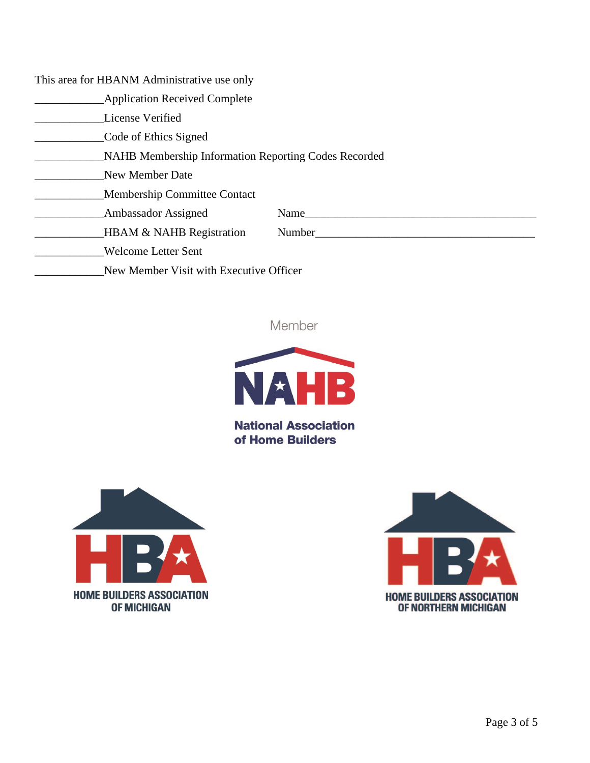This area for HBANM Administrative use only

____________Application Received Complete

____________License Verified

____________Code of Ethics Signed

____________NAHB Membership Information Reporting Codes Recorded

____________New Member Date

____________Membership Committee Contact

____________Ambassador Assigned  Name________________________________________

____________HBAM & NAHB Registration  Number______________________________________

____________Welcome Letter Sent

____________New Member Visit with Executive Officer

Member

NAHB

National Association of Home Builders

HBA

HOME BUILDERS ASSOCIATION OF MICHIGAN

HBA

HOME BUILDERS ASSOCIATION OF NORTHERN MICHIGAN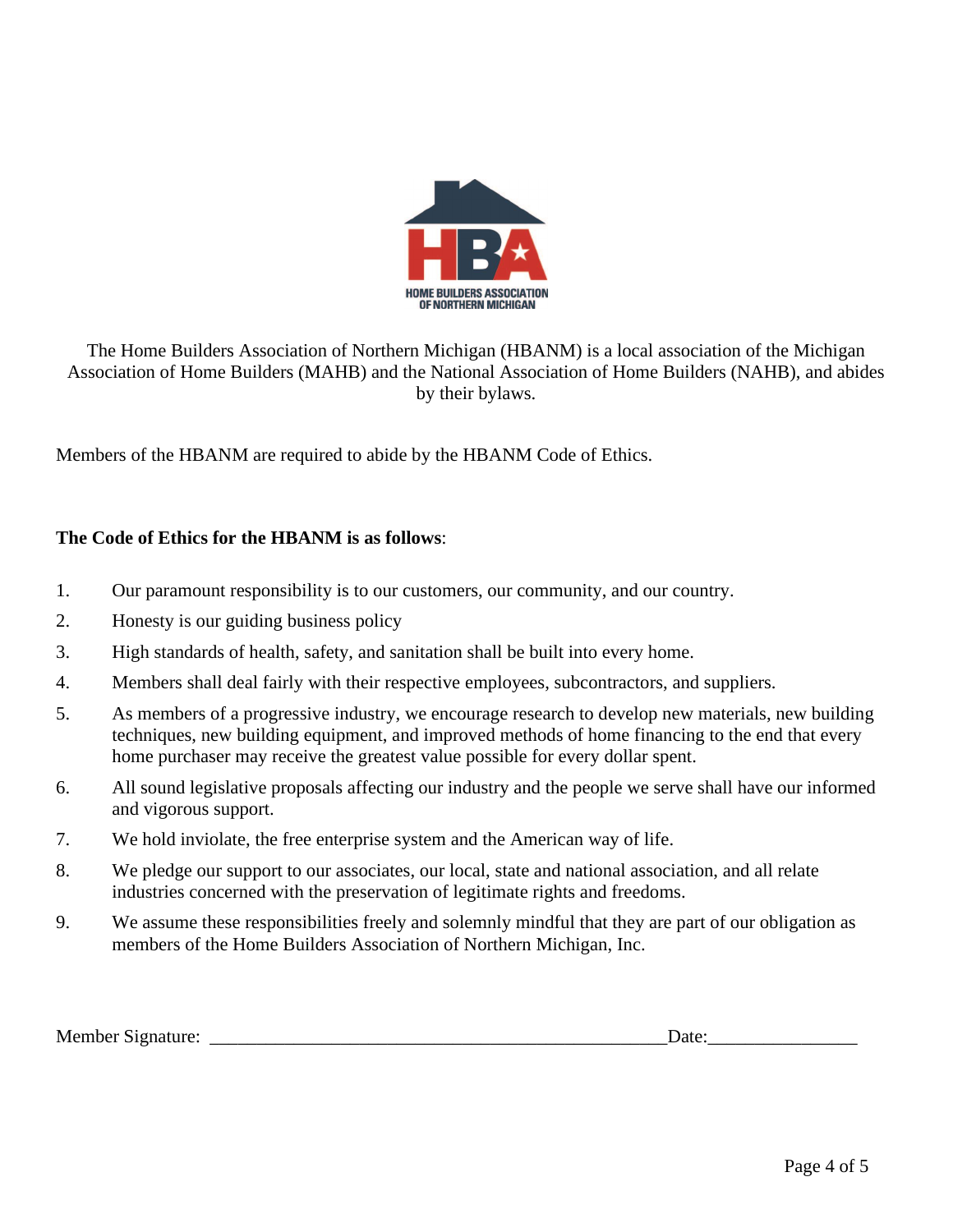HOME BUILDERS ASSOCIATION OF NORTHERN MICHIGAN

The Home Builders Association of Northern Michigan (HBANM) is a local association of the Michigan Association of Home Builders (MAHB) and the National Association of Home Builders (NAHB), and abides by their bylaws.

Members of the HBANM are required to abide by the HBANM Code of Ethics.

**The Code of Ethics for the HBANM is as follows**:

1. Our paramount responsibility is to our customers, our community, and our country.
2. Honesty is our guiding business policy
3. High standards of health, safety, and sanitation shall be built into every home.
4. Members shall deal fairly with their respective employees, subcontractors, and suppliers.
5. As members of a progressive industry, we encourage research to develop new materials, new building techniques, new building equipment, and improved methods of home financing to the end that every home purchaser may receive the greatest value possible for every dollar spent.
6. All sound legislative proposals affecting our industry and the people we serve shall have our informed and vigorous support.
7. We hold inviolate, the free enterprise system and the American way of life.
8. We pledge our support to our associates, our local, state and national association, and all relate industries concerned with the preservation of legitimate rights and freedoms.
9. We assume these responsibilities freely and solemnly mindful that they are part of our obligation as members of the Home Builders Association of Northern Michigan, Inc.

Member Signature: \_\_\_\_\_\_\_\_\_\_\_\_\_\_\_\_\_\_\_\_\_\_\_\_\_\_\_\_\_\_\_\_\_\_\_\_\_\_\_\_\_\_\_\_\_\_\_\_ Date:\_\_\_\_\_\_\_\_\_\_\_\_\_\_\_\_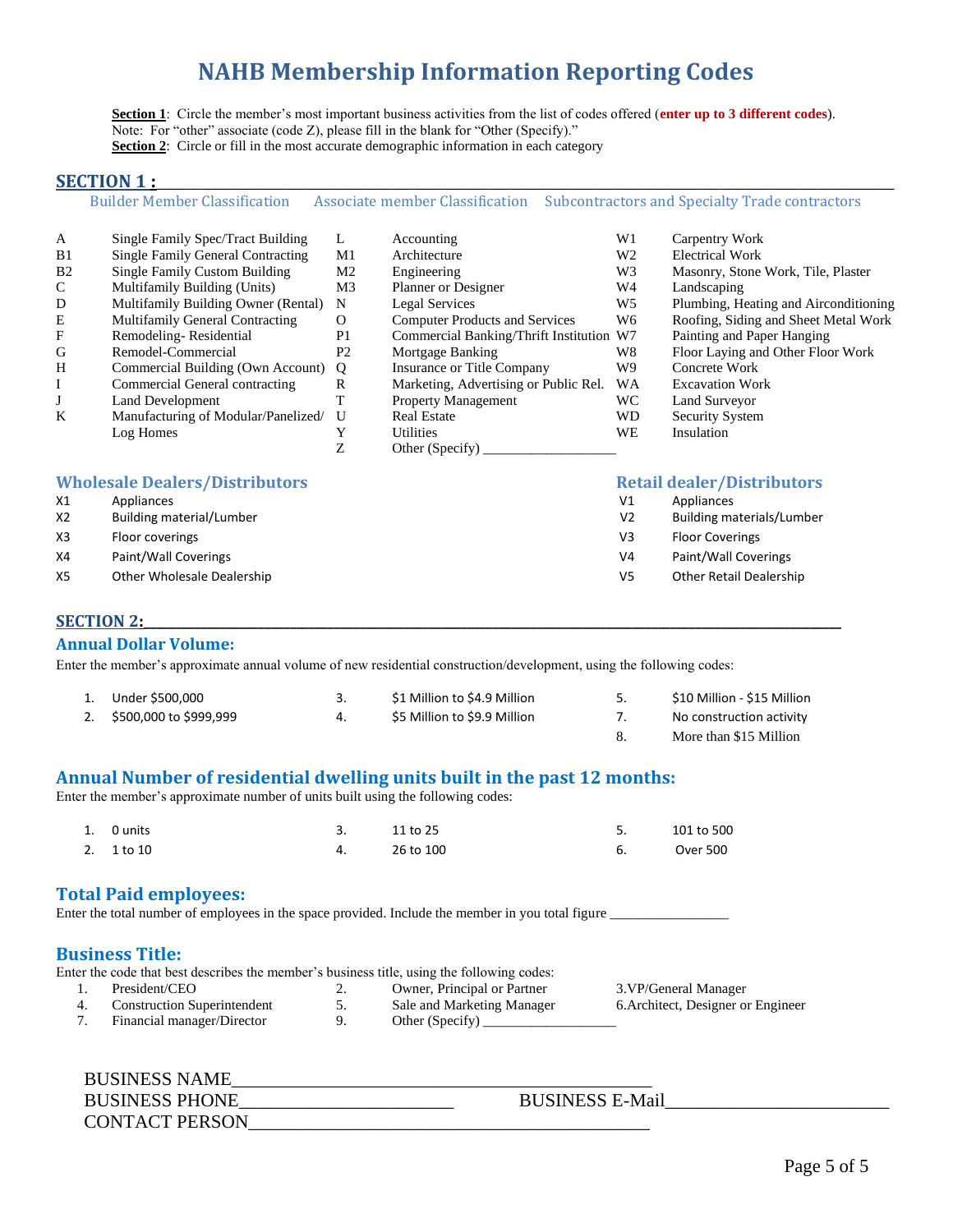# NAHB Membership Information Reporting Codes

**Section 1**: Circle the member's most important business activities from the list of codes offered (**enter up to 3 different codes**).
Note: For "other" associate (code Z), please fill in the blank for "Other (Specify)."
**Section 2**: Circle or fill in the most accurate demographic information in each category

## SECTION 1 :

| Builder Member Classification | | Associate member Classification | | Subcontractors and Specialty Trade contractors | |
|---|---|---|---|---|---|
| A | Single Family Spec/Tract Building | L | Accounting | W1 | Carpentry Work |
| B1 | Single Family General Contracting | M1 | Architecture | W2 | Electrical Work |
| B2 | Single Family Custom Building | M2 | Engineering | W3 | Masonry, Stone Work, Tile, Plaster |
| C | Multifamily Building (Units) | M3 | Planner or Designer | W4 | Landscaping |
| D | Multifamily Building Owner (Rental) | N | Legal Services | W5 | Plumbing, Heating and Airconditioning |
| E | Multifamily General Contracting | O | Computer Products and Services | W6 | Roofing, Siding and Sheet Metal Work |
| F | Remodeling- Residential | P1 | Commercial Banking/Thrift Institution | W7 | Painting and Paper Hanging |
| G | Remodel-Commercial | P2 | Mortgage Banking | W8 | Floor Laying and Other Floor Work |
| H | Commercial Building (Own Account) | Q | Insurance or Title Company | W9 | Concrete Work |
| I | Commercial General contracting | R | Marketing, Advertising or Public Rel. | WA | Excavation Work |
| J | Land Development | T | Property Management | WC | Land Surveyor |
| K | Manufacturing of Modular/Panelized/ Log Homes | U | Real Estate | WD | Security System |
| | | Y | Utilities | WE | Insulation |
| | | Z | Other (Specify) ___________________ | | |

### Wholesale Dealers/Distributors

| | |
|---|---|
| X1 | Appliances |
| X2 | Building material/Lumber |
| X3 | Floor coverings |
| X4 | Paint/Wall Coverings |
| X5 | Other Wholesale Dealership |

### Retail dealer/Distributors

| | |
|---|---|
| V1 | Appliances |
| V2 | Building materials/Lumber |
| V3 | Floor Coverings |
| V4 | Paint/Wall Coverings |
| V5 | Other Retail Dealership |

## SECTION 2:

### Annual Dollar Volume:

Enter the member's approximate annual volume of new residential construction/development, using the following codes:

1. Under $500,000
2. $500,000 to $999,999
3. $1 Million to $4.9 Million
4. $5 Million to $9.9 Million
5. $10 Million - $15 Million
7. No construction activity
8. More than $15 Million

### Annual Number of residential dwelling units built in the past 12 months:

Enter the member's approximate number of units built using the following codes:

1. 0 units
2. 1 to 10
3. 11 to 25
4. 26 to 100
5. 101 to 500
6. Over 500

### Total Paid employees:

Enter the total number of employees in the space provided. Include the member in you total figure ________________

### Business Title:

Enter the code that best describes the member's business title, using the following codes:

1. President/CEO
2. Owner, Principal or Partner
3. VP/General Manager
4. Construction Superintendent
5. Sale and Marketing Manager
6. Architect, Designer or Engineer
7. Financial manager/Director
9. Other (Specify) ___________________

BUSINESS NAME_______________________________________________

BUSINESS PHONE_______________________ BUSINESS E-Mail________________________

CONTACT PERSON___________________________________________